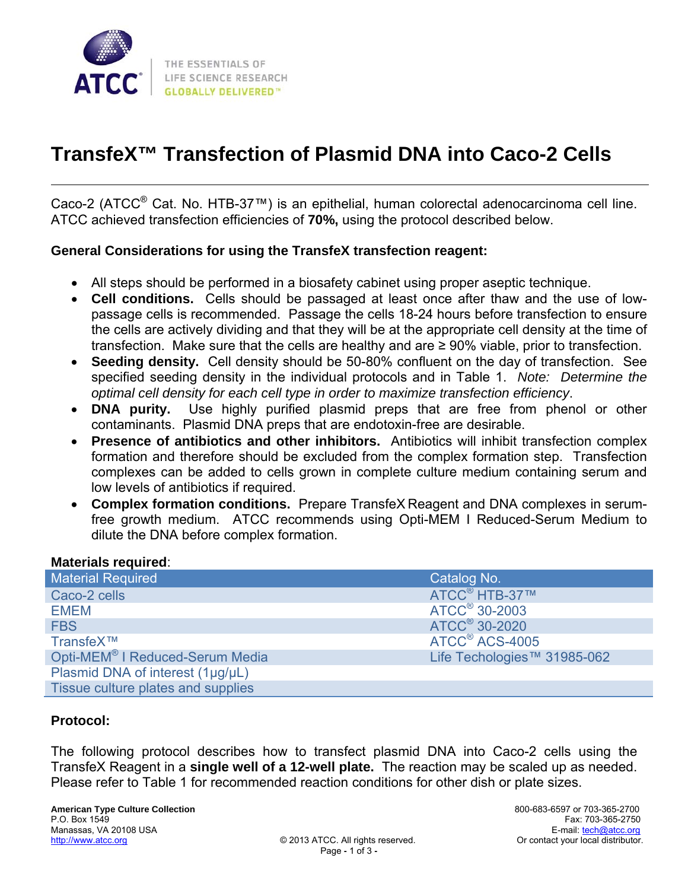# TransfeX™ Transfection of Plasmid DNA into Caco-2 Cells

Caco-2 (ATCC® Cat. No. HTB-37™) is an epithelial, human colorectal adenocarcinoma cell line. ATCC achieved transfection efficiencies of **70%,** using the protocol described below.

**General Considerations for using the TransfeX transfection reagent:**

- All steps should be performed in a biosafety cabinet using proper aseptic technique.
- **Cell conditions.** Cells should be passaged at least once after thaw and the use of low-passage cells is recommended. Passage the cells 18-24 hours before transfection to ensure the cells are actively dividing and that they will be at the appropriate cell density at the time of transfection. Make sure that the cells are healthy and are ≥ 90% viable, prior to transfection.
- **Seeding density.** Cell density should be 50-80% confluent on the day of transfection. See specified seeding density in the individual protocols and in Table 1. *Note: Determine the optimal cell density for each cell type in order to maximize transfection efficiency*.
- **DNA purity.** Use highly purified plasmid preps that are free from phenol or other contaminants. Plasmid DNA preps that are endotoxin-free are desirable.
- **Presence of antibiotics and other inhibitors.** Antibiotics will inhibit transfection complex formation and therefore should be excluded from the complex formation step. Transfection complexes can be added to cells grown in complete culture medium containing serum and low levels of antibiotics if required.
- **Complex formation conditions.** Prepare TransfeX Reagent and DNA complexes in serum-free growth medium. ATCC recommends using Opti-MEM I Reduced-Serum Medium to dilute the DNA before complex formation.

**Materials required**:

| Material Required | Catalog No. |
|---|---|
| Caco-2 cells | ATCC® HTB-37™ |
| EMEM | ATCC® 30-2003 |
| FBS | ATCC® 30-2020 |
| TransfeX™ | ATCC® ACS-4005 |
| Opti-MEM® I Reduced-Serum Media | Life Techologies™ 31985-062 |
| Plasmid DNA of interest (1µg/µL) | |
| Tissue culture plates and supplies | |

**Protocol:**

The following protocol describes how to transfect plasmid DNA into Caco-2 cells using the TransfeX Reagent in a **single well of a 12-well plate.** The reaction may be scaled up as needed. Please refer to Table 1 for recommended reaction conditions for other dish or plate sizes.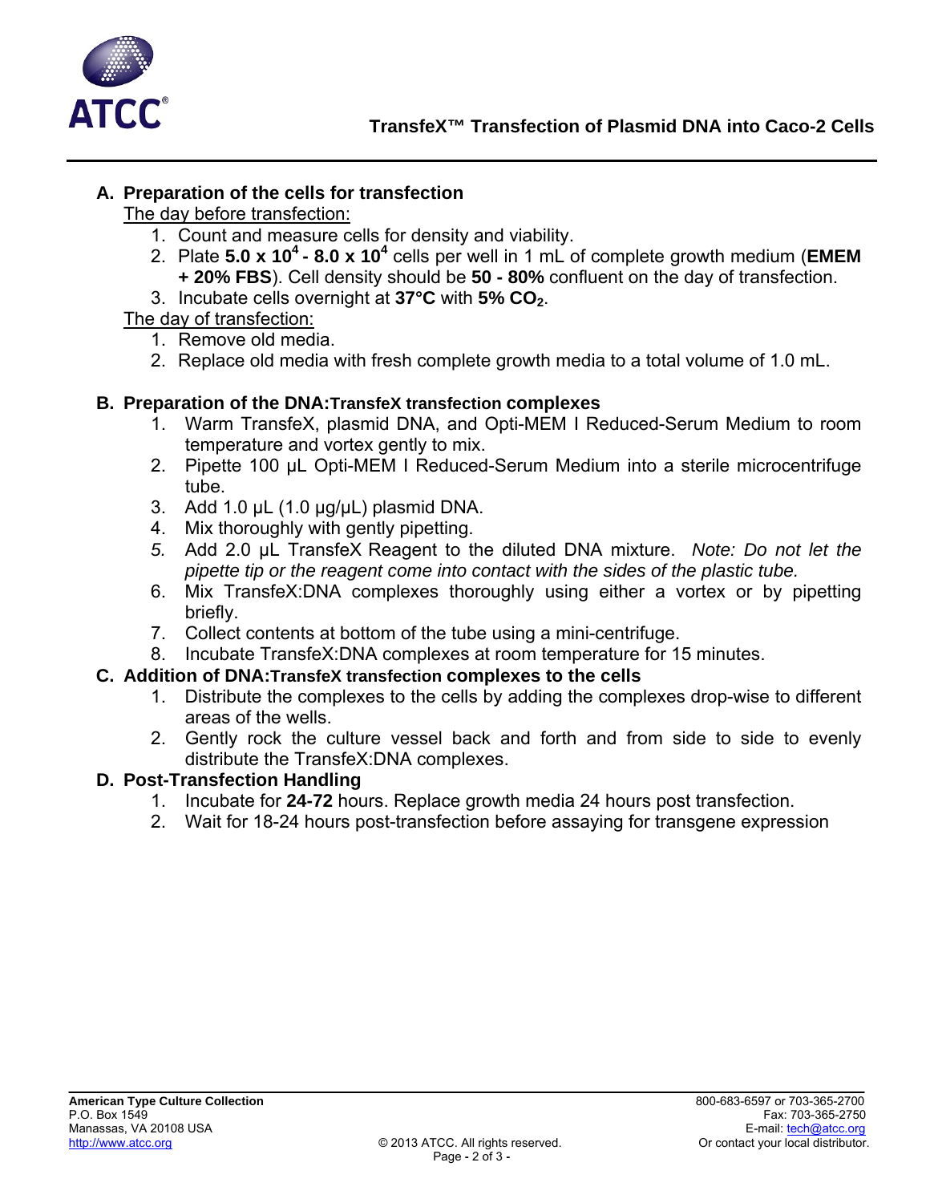## A. Preparation of the cells for transfection

The day before transfection:

1. Count and measure cells for density and viability.
2. Plate **$5.0 \times 10^4$ - $8.0 \times 10^4$** cells per well in 1 mL of complete growth medium (**EMEM + 20% FBS**). Cell density should be **50 - 80%** confluent on the day of transfection.
3. Incubate cells overnight at **37°C** with **5% $CO_2$**.

The day of transfection:

1. Remove old media.
2. Replace old media with fresh complete growth media to a total volume of 1.0 mL.

## B. Preparation of the DNA:TransfeX transfection complexes

1. Warm TransfeX, plasmid DNA, and Opti-MEM I Reduced-Serum Medium to room temperature and vortex gently to mix.
2. Pipette 100 µL Opti-MEM I Reduced-Serum Medium into a sterile microcentrifuge tube.
3. Add 1.0 µL (1.0 µg/µL) plasmid DNA.
4. Mix thoroughly with gently pipetting.
5. Add 2.0 µL TransfeX Reagent to the diluted DNA mixture. *Note: Do not let the pipette tip or the reagent come into contact with the sides of the plastic tube.*
6. Mix TransfeX:DNA complexes thoroughly using either a vortex or by pipetting briefly.
7. Collect contents at bottom of the tube using a mini-centrifuge.
8. Incubate TransfeX:DNA complexes at room temperature for 15 minutes.

## C. Addition of DNA:TransfeX transfection complexes to the cells

1. Distribute the complexes to the cells by adding the complexes drop-wise to different areas of the wells.
2. Gently rock the culture vessel back and forth and from side to side to evenly distribute the TransfeX:DNA complexes.

## D. Post-Transfection Handling

1. Incubate for **24-72** hours. Replace growth media 24 hours post transfection.
2. Wait for 18-24 hours post-transfection before assaying for transgene expression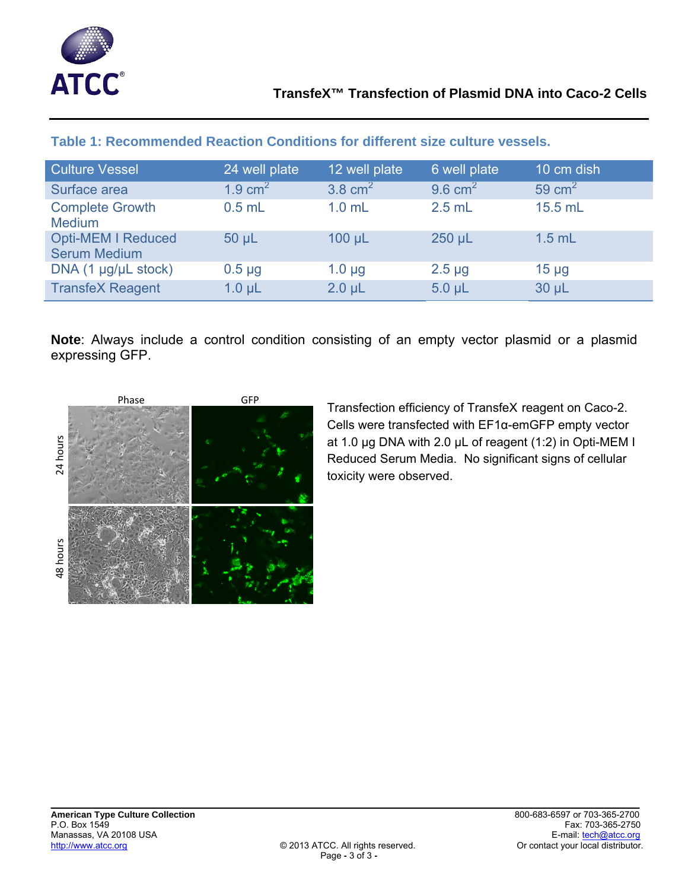**Table 1: Recommended Reaction Conditions for different size culture vessels.**

| Culture Vessel | 24 well plate | 12 well plate | 6 well plate | 10 cm dish |
|---|---|---|---|---|
| Surface area | 1.9 $cm^2$ | 3.8 $cm^2$ | 9.6 $cm^2$ | 59 $cm^2$ |
| Complete Growth Medium | 0.5 mL | 1.0 mL | 2.5 mL | 15.5 mL |
| Opti-MEM I Reduced Serum Medium | 50 µL | 100 µL | 250 µL | 1.5 mL |
| DNA (1 µg/µL stock) | 0.5 µg | 1.0 µg | 2.5 µg | 15 µg |
| TransfeX Reagent | 1.0 µL | 2.0 µL | 5.0 µL | 30 µL |

**Note**: Always include a control condition consisting of an empty vector plasmid or a plasmid expressing GFP.

Phase

GFP

24 hours

48 hours

Transfection efficiency of TransfeX reagent on Caco-2. Cells were transfected with EF1α-emGFP empty vector at 1.0 µg DNA with 2.0 µL of reagent (1:2) in Opti-MEM I Reduced Serum Media. No significant signs of cellular toxicity were observed.

**American Type Culture Collection**
P.O. Box 1549
Manassas, VA 20108 USA
http://www.atcc.org

© 2013 ATCC. All rights reserved.

800-683-6597 or 703-365-2700
Fax: 703-365-2750
E-mail: tech@atcc.org
Or contact your local distributor.